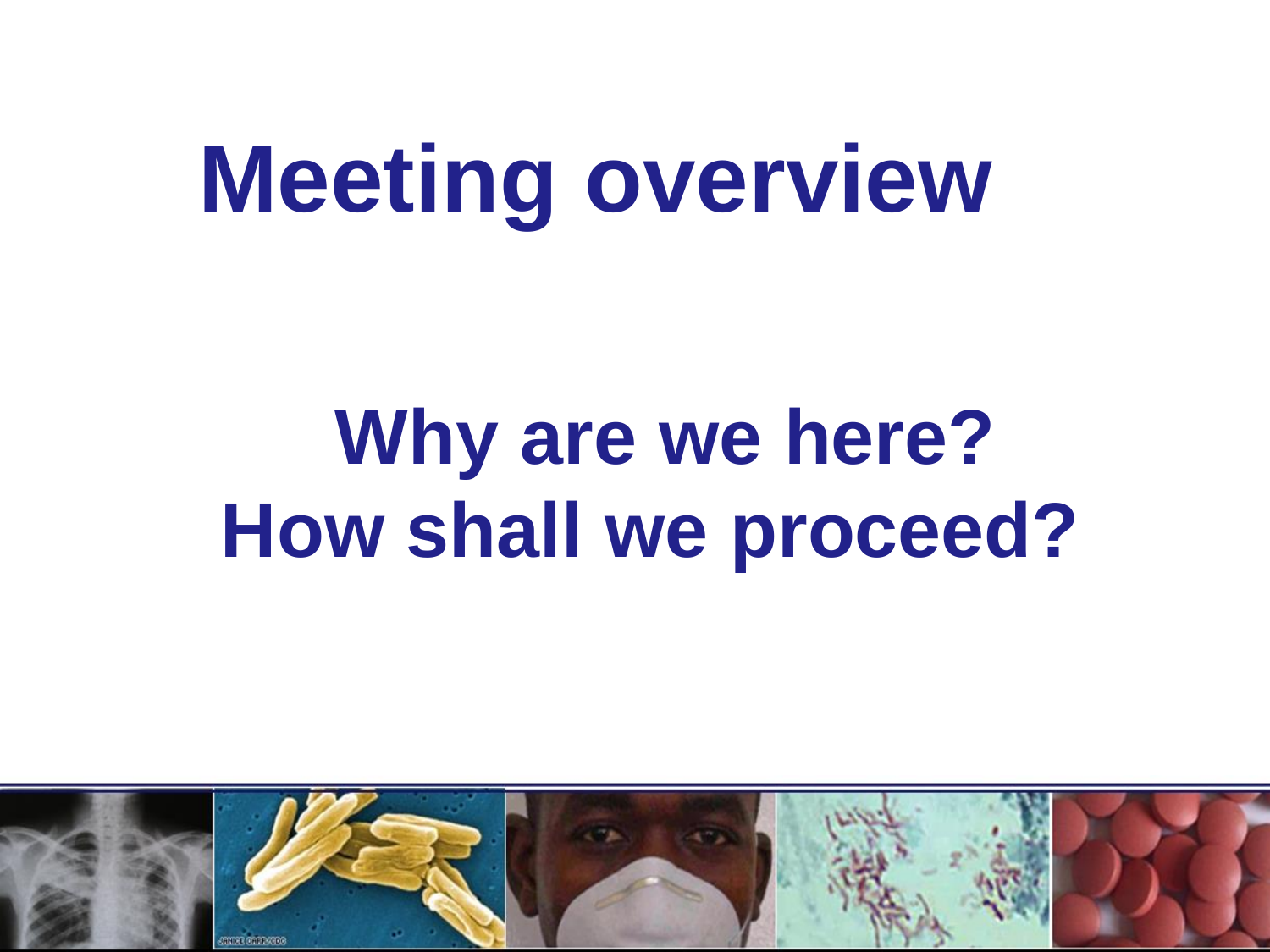# Meeting overview

## Why are we here?
## How shall we proceed?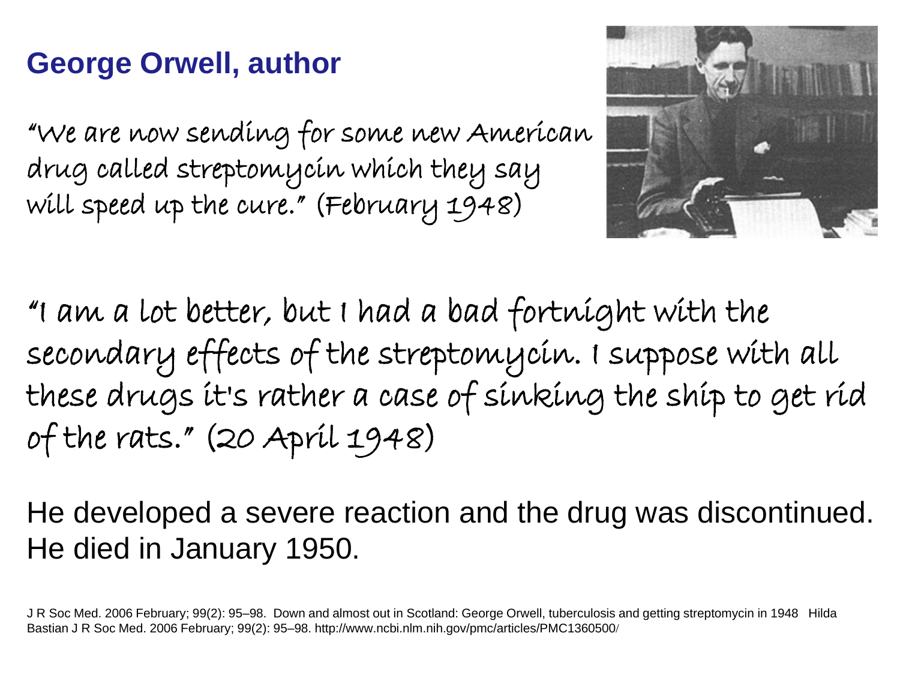## George Orwell, author

"We are now sending for some new American drug called streptomycin which they say will speed up the cure." (February 1948)

"I am a lot better, but I had a bad fortnight with the secondary effects of the streptomycin. I suppose with all these drugs it's rather a case of sinking the ship to get rid of the rats." (20 April 1948)

He developed a severe reaction and the drug was discontinued. He died in January 1950.

J R Soc Med. 2006 February; 99(2): 95–98. Down and almost out in Scotland: George Orwell, tuberculosis and getting streptomycin in 1948 Hilda Bastian J R Soc Med. 2006 February; 99(2): 95–98. http://www.ncbi.nlm.nih.gov/pmc/articles/PMC1360500/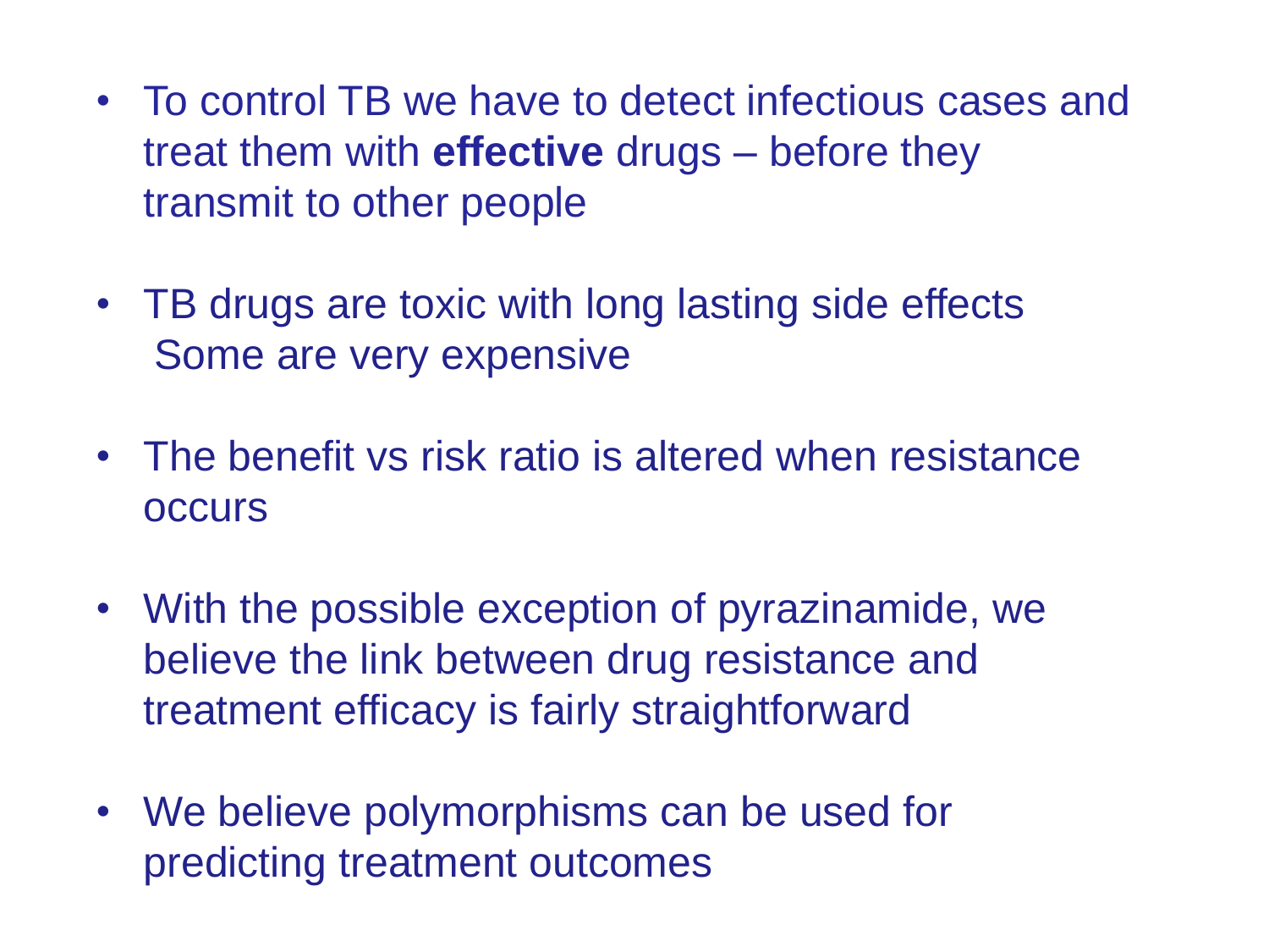- To control TB we have to detect infectious cases and treat them with **effective** drugs – before they transmit to other people

- TB drugs are toxic with long lasting side effects
  Some are very expensive

- The benefit vs risk ratio is altered when resistance occurs

- With the possible exception of pyrazinamide, we believe the link between drug resistance and treatment efficacy is fairly straightforward

- We believe polymorphisms can be used for predicting treatment outcomes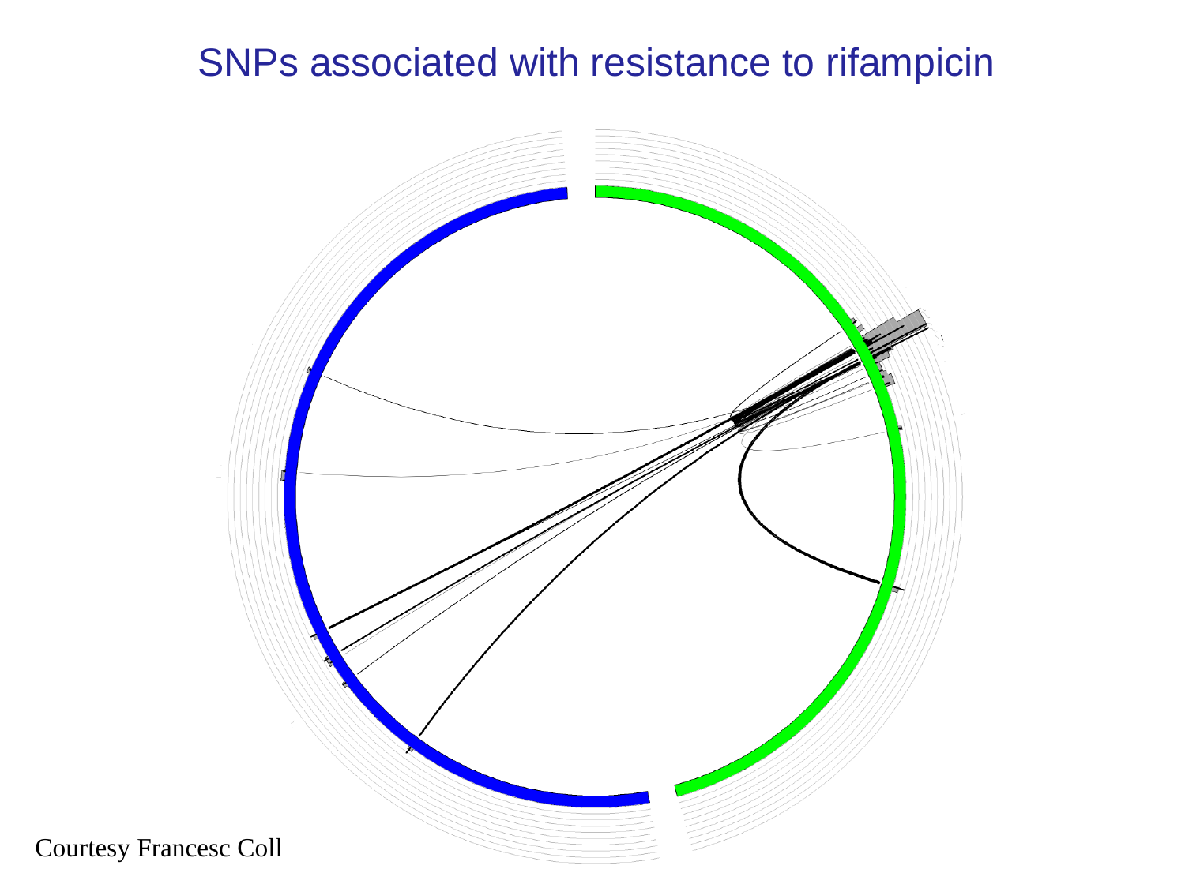# SNPs associated with resistance to rifampicin

Courtesy Francesc Coll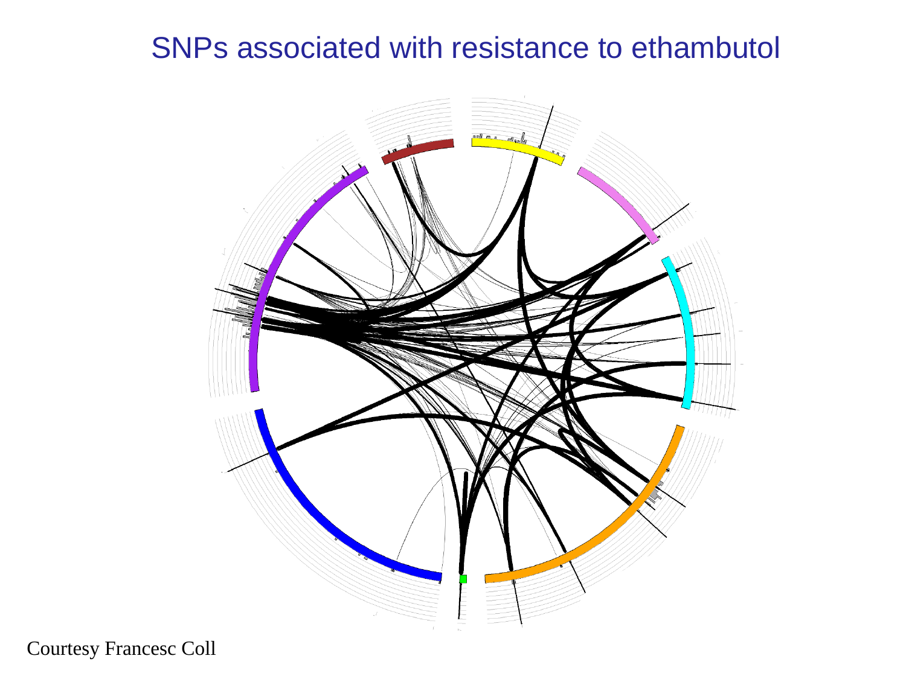# SNPs associated with resistance to ethambutol

Courtesy Francesc Coll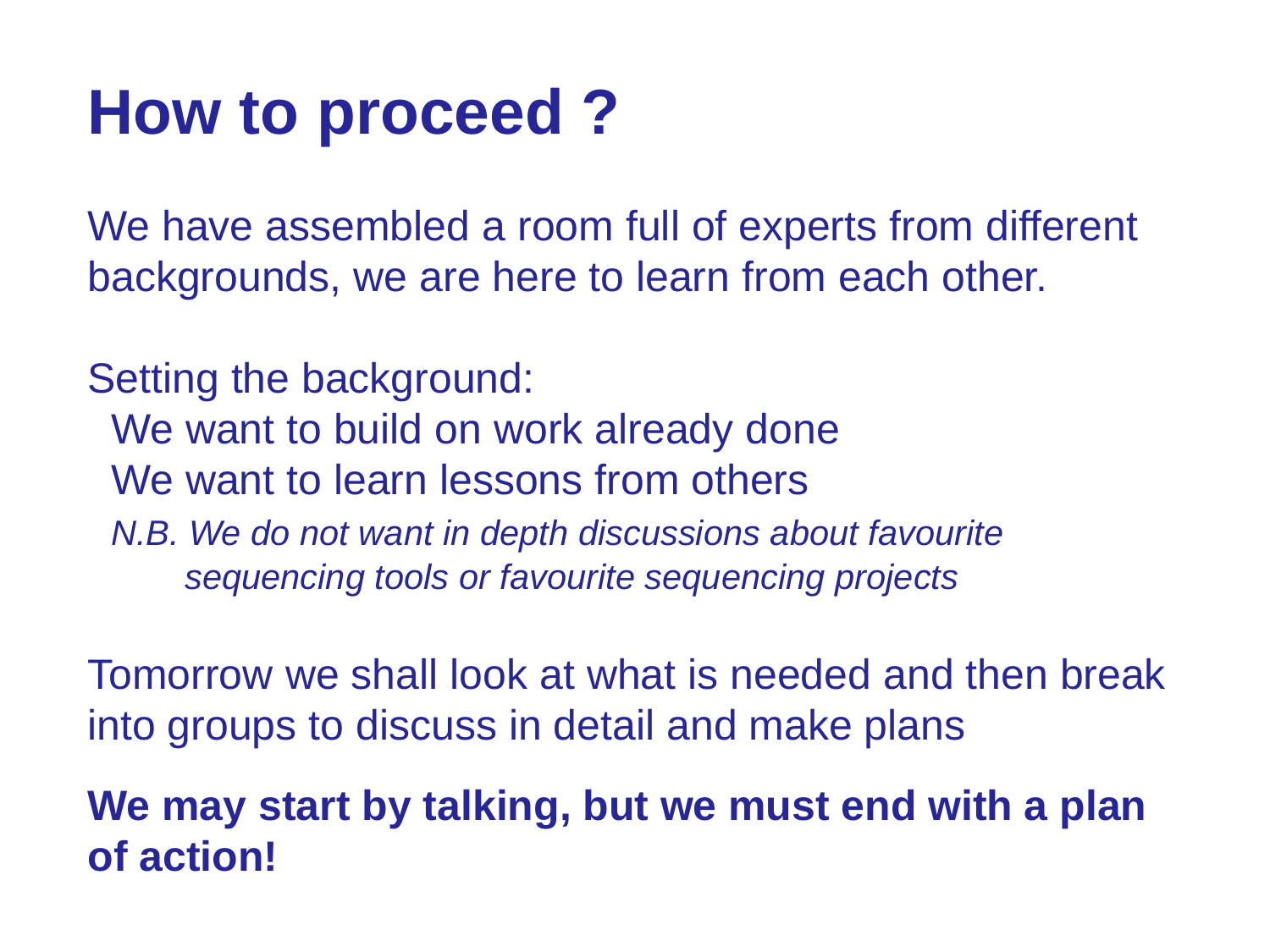# How to proceed ?

We have assembled a room full of experts from different backgrounds, we are here to learn from each other.

Setting the background:

We want to build on work already done

We want to learn lessons from others

*N.B. We do not want in depth discussions about favourite sequencing tools or favourite sequencing projects*

Tomorrow we shall look at what is needed and then break into groups to discuss in detail and make plans

**We may start by talking, but we must end with a plan of action!**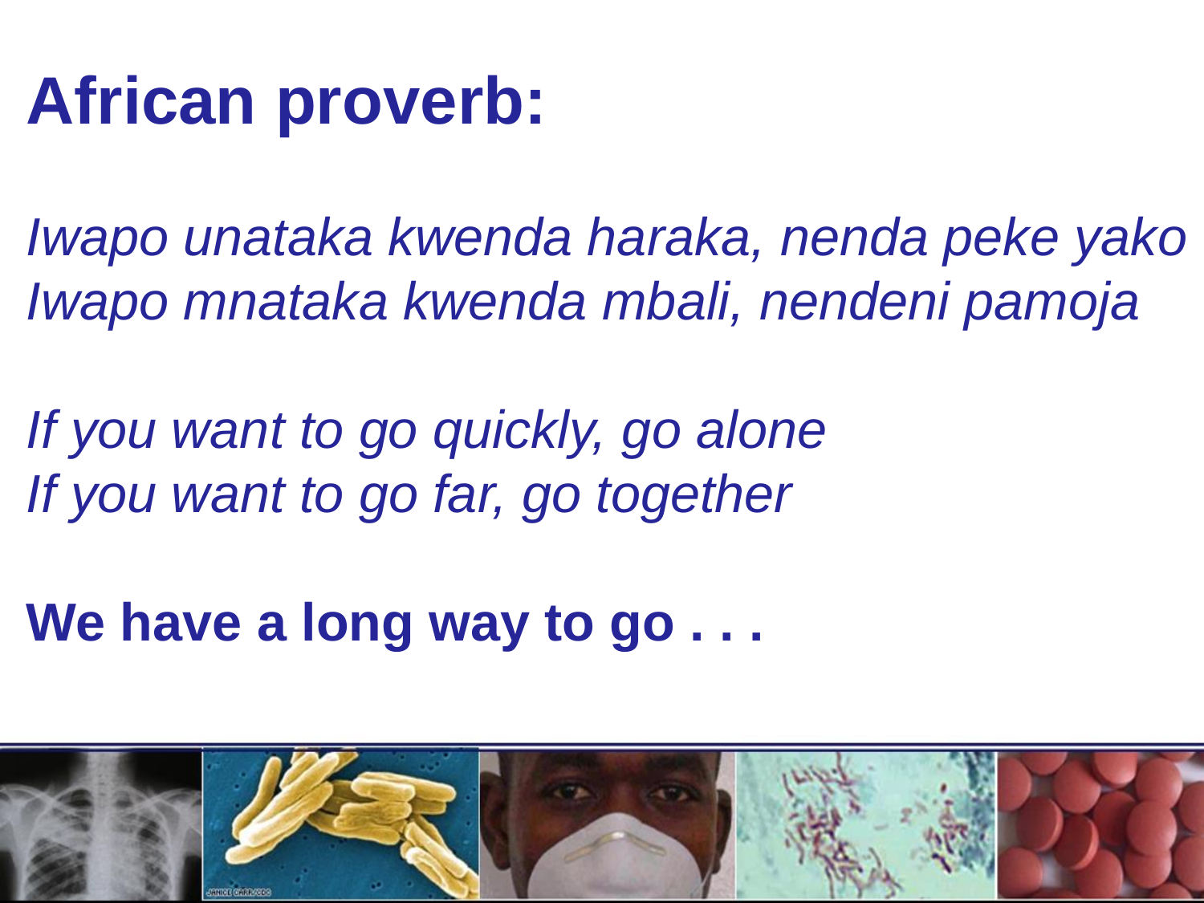# African proverb:

*Iwapo unataka kwenda haraka, nenda peke yako*
*Iwapo mnataka kwenda mbali, nendeni pamoja*

*If you want to go quickly, go alone*
*If you want to go far, go together*

**We have a long way to go . . .**